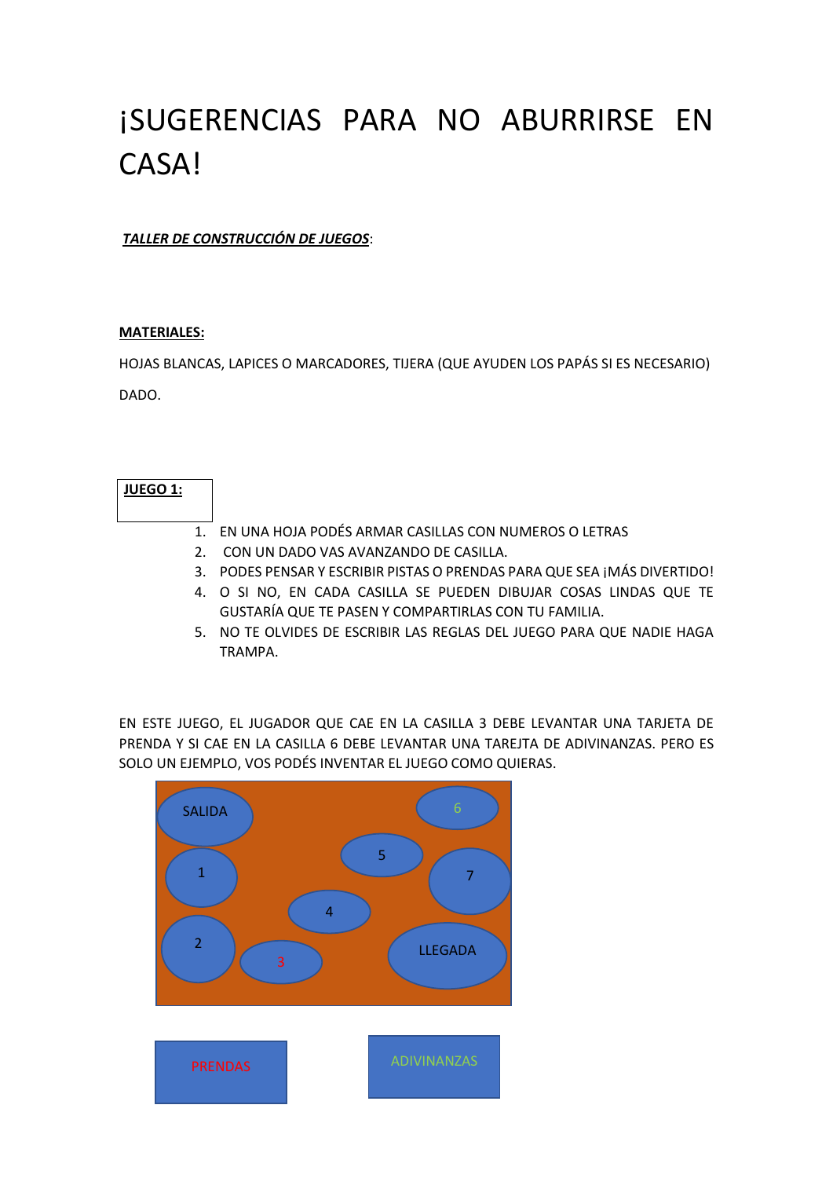# ¡SUGERENCIAS PARA NO ABURRIRSE EN CASA!

***TALLER DE CONSTRUCCIÓN DE JUEGOS***:

**MATERIALES:**

HOJAS BLANCAS, LAPICES O MARCADORES, TIJERA (QUE AYUDEN LOS PAPÁS SI ES NECESARIO) DADO.

**JUEGO 1:**

1. EN UNA HOJA PODÉS ARMAR CASILLAS CON NUMEROS O LETRAS
2. CON UN DADO VAS AVANZANDO DE CASILLA.
3. PODES PENSAR Y ESCRIBIR PISTAS O PRENDAS PARA QUE SEA ¡MÁS DIVERTIDO!
4. O SI NO, EN CADA CASILLA SE PUEDEN DIBUJAR COSAS LINDAS QUE TE GUSTARÍA QUE TE PASEN Y COMPARTIRLAS CON TU FAMILIA.
5. NO TE OLVIDES DE ESCRIBIR LAS REGLAS DEL JUEGO PARA QUE NADIE HAGA TRAMPA.

EN ESTE JUEGO, EL JUGADOR QUE CAE EN LA CASILLA 3 DEBE LEVANTAR UNA TARJETA DE PRENDA Y SI CAE EN LA CASILLA 6 DEBE LEVANTAR UNA TAREJTA DE ADIVINANZAS. PERO ES SOLO UN EJEMPLO, VOS PODÉS INVENTAR EL JUEGO COMO QUIERAS.

SALIDA

1

2

3

4

5

6

7

LLEGADA

PRENDAS

ADIVINANZAS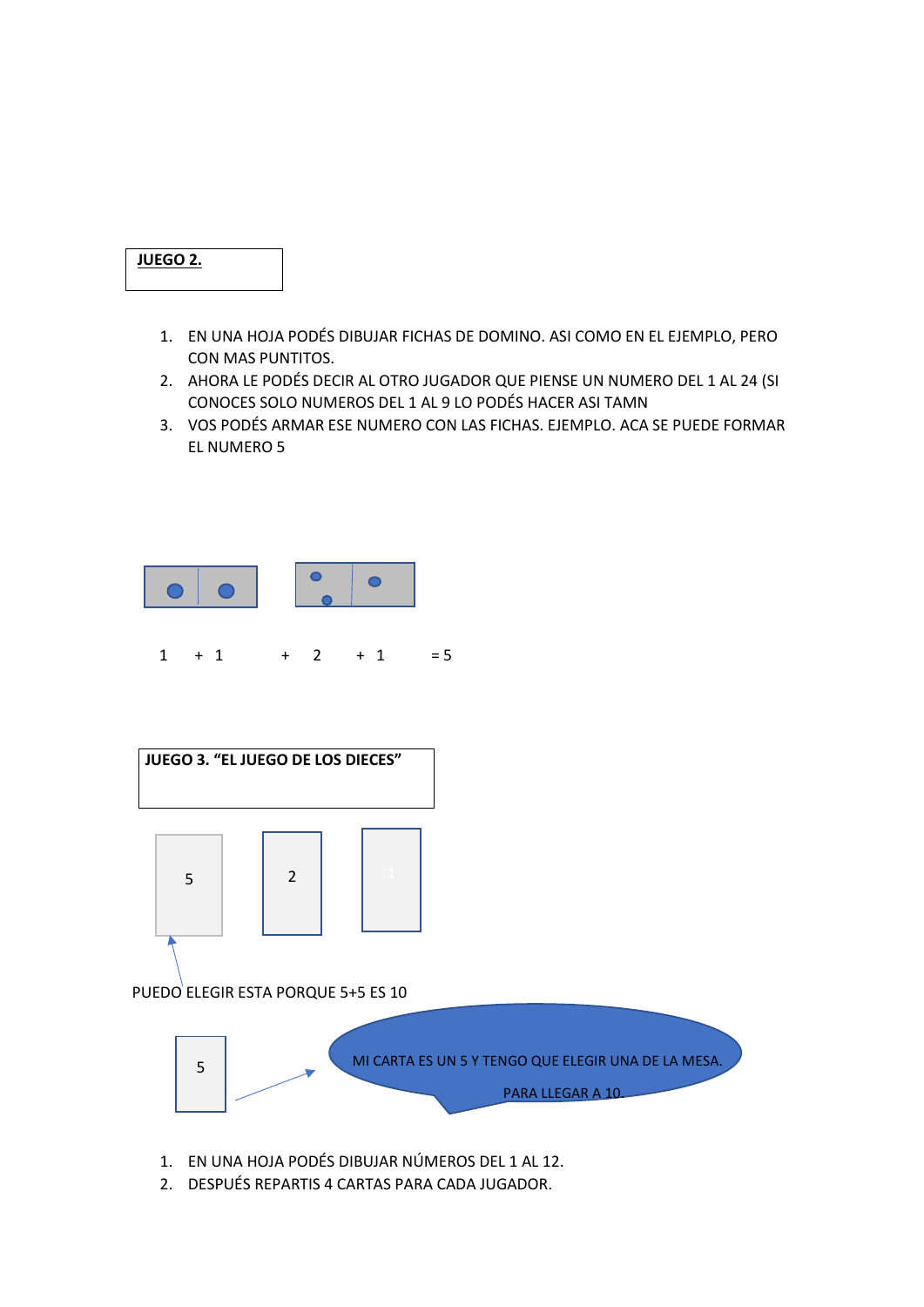**JUEGO 2.**

1. EN UNA HOJA PODÉS DIBUJAR FICHAS DE DOMINO. ASI COMO EN EL EJEMPLO, PERO CON MAS PUNTITOS.
2. AHORA LE PODÉS DECIR AL OTRO JUGADOR QUE PIENSE UN NUMERO DEL 1 AL 24 (SI CONOCES SOLO NUMEROS DEL 1 AL 9 LO PODÉS HACER ASI TAMN
3. VOS PODÉS ARMAR ESE NUMERO CON LAS FICHAS. EJEMPLO. ACA SE PUEDE FORMAR EL NUMERO 5

1 + 1 + 2 + 1 = 5

**JUEGO 3. “EL JUEGO DE LOS DIECES”**

5 2 1

PUEDO ELEGIR ESTA PORQUE 5+5 ES 10

5

MI CARTA ES UN 5 Y TENGO QUE ELEGIR UNA DE LA MESA.

PARA LLEGAR A 10.

1. EN UNA HOJA PODÉS DIBUJAR NÚMEROS DEL 1 AL 12.
2. DESPUÉS REPARTIS 4 CARTAS PARA CADA JUGADOR.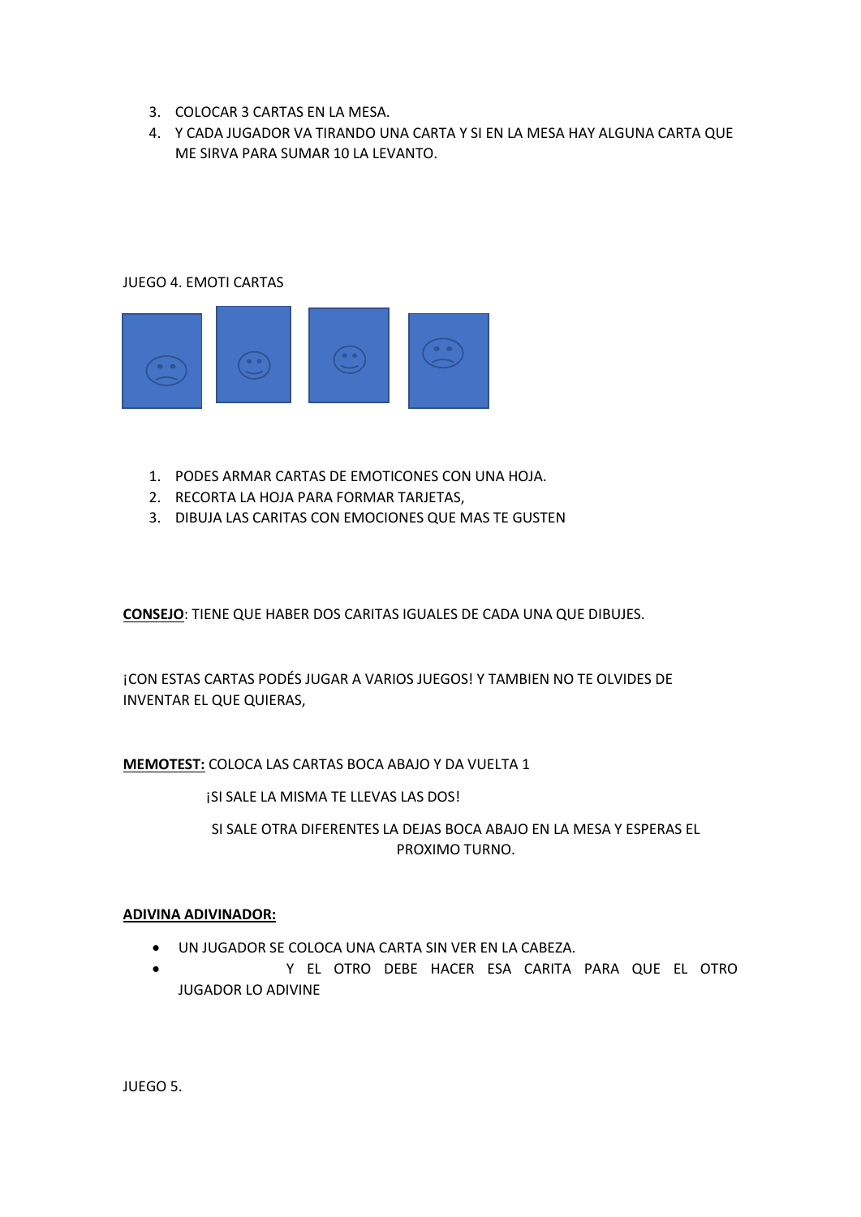3. COLOCAR 3 CARTAS EN LA MESA.
4. Y CADA JUGADOR VA TIRANDO UNA CARTA Y SI EN LA MESA HAY ALGUNA CARTA QUE ME SIRVA PARA SUMAR 10 LA LEVANTO.

JUEGO 4. EMOTI CARTAS

1. PODES ARMAR CARTAS DE EMOTICONES CON UNA HOJA.
2. RECORTA LA HOJA PARA FORMAR TARJETAS,
3. DIBUJA LAS CARITAS CON EMOCIONES QUE MAS TE GUSTEN

**CONSEJO**: TIENE QUE HABER DOS CARITAS IGUALES DE CADA UNA QUE DIBUJES.

¡CON ESTAS CARTAS PODÉS JUGAR A VARIOS JUEGOS! Y TAMBIEN NO TE OLVIDES DE INVENTAR EL QUE QUIERAS,

**MEMOTEST:** COLOCA LAS CARTAS BOCA ABAJO Y DA VUELTA 1

¡SI SALE LA MISMA TE LLEVAS LAS DOS!

SI SALE OTRA DIFERENTES LA DEJAS BOCA ABAJO EN LA MESA Y ESPERAS EL PROXIMO TURNO.

**ADIVINA ADIVINADOR:**

- UN JUGADOR SE COLOCA UNA CARTA SIN VER EN LA CABEZA.
- Y EL OTRO DEBE HACER ESA CARITA PARA QUE EL OTRO JUGADOR LO ADIVINE

JUEGO 5.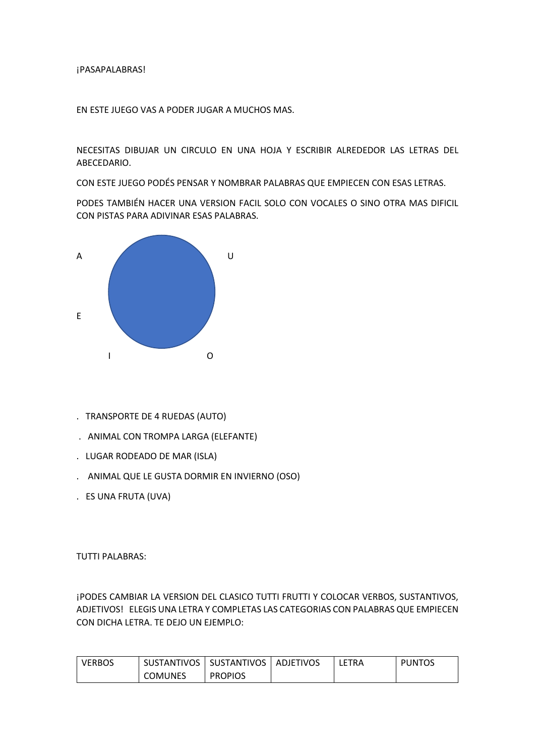¡PASAPALABRAS!

EN ESTE JUEGO VAS A PODER JUGAR A MUCHOS MAS.

NECESITAS DIBUJAR UN CIRCULO EN UNA HOJA Y ESCRIBIR ALREDEDOR LAS LETRAS DEL ABECEDARIO.

CON ESTE JUEGO PODÉS PENSAR Y NOMBRAR PALABRAS QUE EMPIECEN CON ESAS LETRAS.

PODES TAMBIÉN HACER UNA VERSION FACIL SOLO CON VOCALES O SINO OTRA MAS DIFICIL CON PISTAS PARA ADIVINAR ESAS PALABRAS.

A U

E

I O

. TRANSPORTE DE 4 RUEDAS (AUTO)

. ANIMAL CON TROMPA LARGA (ELEFANTE)

. LUGAR RODEADO DE MAR (ISLA)

. ANIMAL QUE LE GUSTA DORMIR EN INVIERNO (OSO)

. ES UNA FRUTA (UVA)

TUTTI PALABRAS:

¡PODES CAMBIAR LA VERSION DEL CLASICO TUTTI FRUTTI Y COLOCAR VERBOS, SUSTANTIVOS, ADJETIVOS! ELEGIS UNA LETRA Y COMPLETAS LAS CATEGORIAS CON PALABRAS QUE EMPIECEN CON DICHA LETRA. TE DEJO UN EJEMPLO:

| VERBOS | SUSTANTIVOS COMUNES | SUSTANTIVOS PROPIOS | ADJETIVOS | LETRA | PUNTOS |
| --- | --- | --- | --- | --- | --- |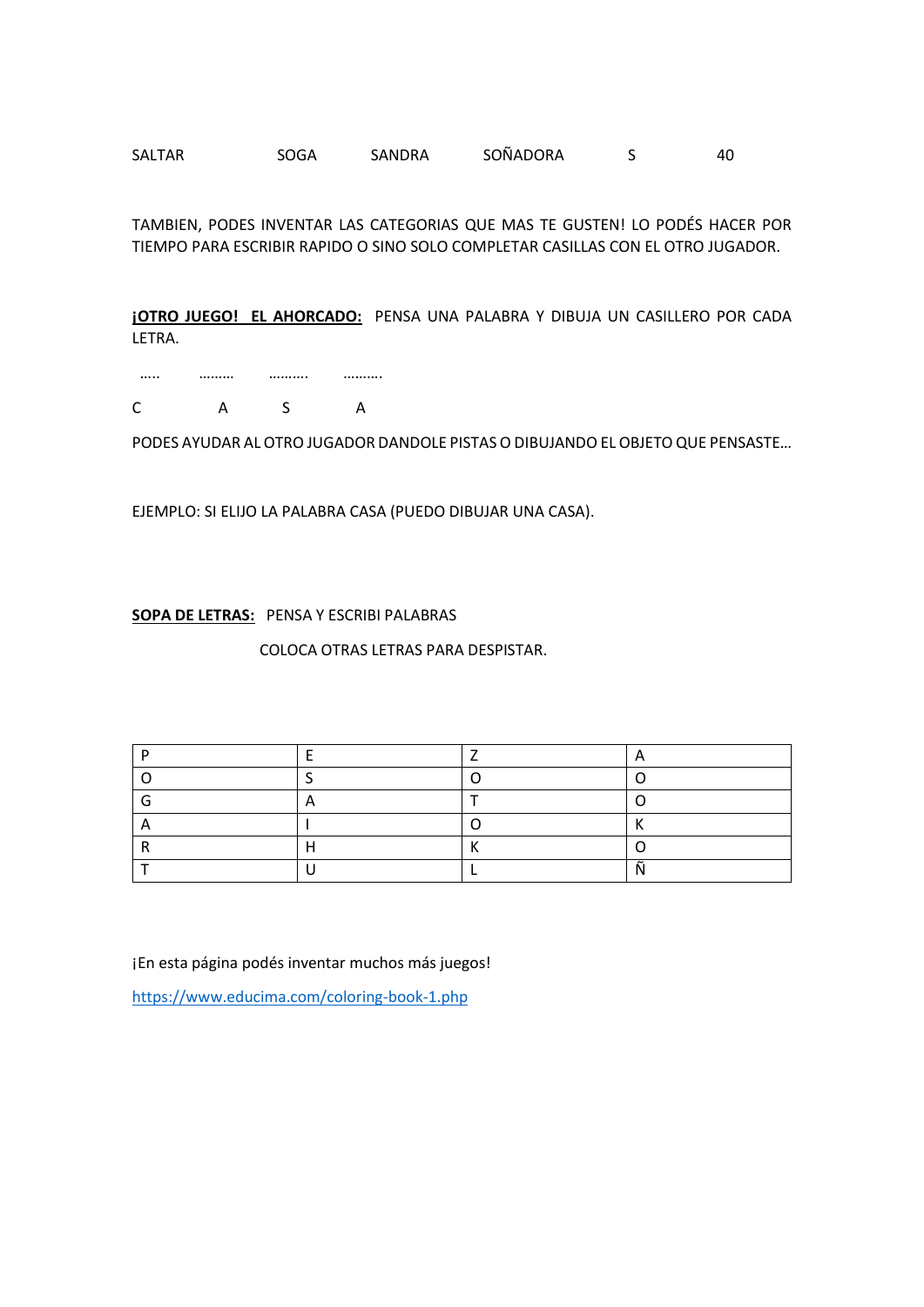SALTAR SOGA SANDRA SOÑADORA S 40

TAMBIEN, PODES INVENTAR LAS CATEGORIAS QUE MAS TE GUSTEN! LO PODÉS HACER POR TIEMPO PARA ESCRIBIR RAPIDO O SINO SOLO COMPLETAR CASILLAS CON EL OTRO JUGADOR.

**¡OTRO JUEGO! EL AHORCADO:** PENSA UNA PALABRA Y DIBUJA UN CASILLERO POR CADA LETRA.

….. ……… ………. ……….

C A S A

PODES AYUDAR AL OTRO JUGADOR DANDOLE PISTAS O DIBUJANDO EL OBJETO QUE PENSASTE…

EJEMPLO: SI ELIJO LA PALABRA CASA (PUEDO DIBUJAR UNA CASA).

**SOPA DE LETRAS:** PENSA Y ESCRIBI PALABRAS

COLOCA OTRAS LETRAS PARA DESPISTAR.

| | | | |
|---|---|---|---|
| P | E | Z | A |
| O | S | O | O |
| G | A | T | O |
| A | I | O | K |
| R | H | K | O |
| T | U | L | Ñ |

¡En esta página podés inventar muchos más juegos!

https://www.educima.com/coloring-book-1.php